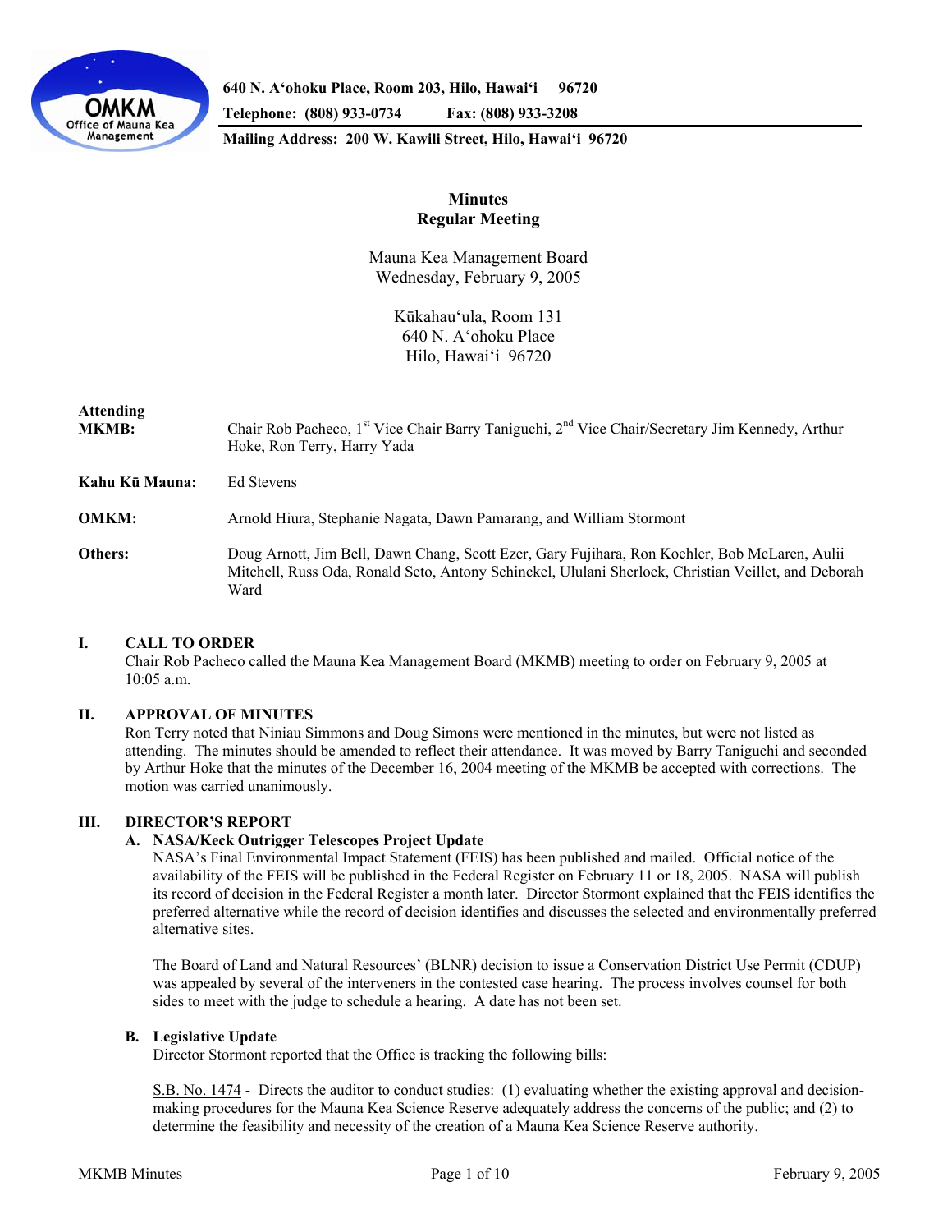640 N. A'ohoku Place, Room 203, Hilo, Hawai'i 96720
Telephone: (808) 933-0734 Fax: (808) 933-3208
Mailing Address: 200 W. Kawili Street, Hilo, Hawai'i 96720

# Minutes
## Regular Meeting

Mauna Kea Management Board
Wednesday, February 9, 2005

Kūkahau'ula, Room 131
640 N. A'ohoku Place
Hilo, Hawai'i 96720

**Attending**
**MKMB:** Chair Rob Pacheco, 1st Vice Chair Barry Taniguchi, 2nd Vice Chair/Secretary Jim Kennedy, Arthur Hoke, Ron Terry, Harry Yada

**Kahu Kū Mauna:** Ed Stevens

**OMKM:** Arnold Hiura, Stephanie Nagata, Dawn Pamarang, and William Stormont

**Others:** Doug Arnott, Jim Bell, Dawn Chang, Scott Ezer, Gary Fujihara, Ron Koehler, Bob McLaren, Aulii Mitchell, Russ Oda, Ronald Seto, Antony Schinckel, Ululani Sherlock, Christian Veillet, and Deborah Ward

### I. CALL TO ORDER

Chair Rob Pacheco called the Mauna Kea Management Board (MKMB) meeting to order on February 9, 2005 at 10:05 a.m.

### II. APPROVAL OF MINUTES

Ron Terry noted that Niniau Simmons and Doug Simons were mentioned in the minutes, but were not listed as attending. The minutes should be amended to reflect their attendance. It was moved by Barry Taniguchi and seconded by Arthur Hoke that the minutes of the December 16, 2004 meeting of the MKMB be accepted with corrections. The motion was carried unanimously.

### III. DIRECTOR'S REPORT

#### A. NASA/Keck Outrigger Telescopes Project Update

NASA's Final Environmental Impact Statement (FEIS) has been published and mailed. Official notice of the availability of the FEIS will be published in the Federal Register on February 11 or 18, 2005. NASA will publish its record of decision in the Federal Register a month later. Director Stormont explained that the FEIS identifies the preferred alternative while the record of decision identifies and discusses the selected and environmentally preferred alternative sites.

The Board of Land and Natural Resources' (BLNR) decision to issue a Conservation District Use Permit (CDUP) was appealed by several of the interveners in the contested case hearing. The process involves counsel for both sides to meet with the judge to schedule a hearing. A date has not been set.

#### B. Legislative Update

Director Stormont reported that the Office is tracking the following bills:

S.B. No. 1474 - Directs the auditor to conduct studies: (1) evaluating whether the existing approval and decision-making procedures for the Mauna Kea Science Reserve adequately address the concerns of the public; and (2) to determine the feasibility and necessity of the creation of a Mauna Kea Science Reserve authority.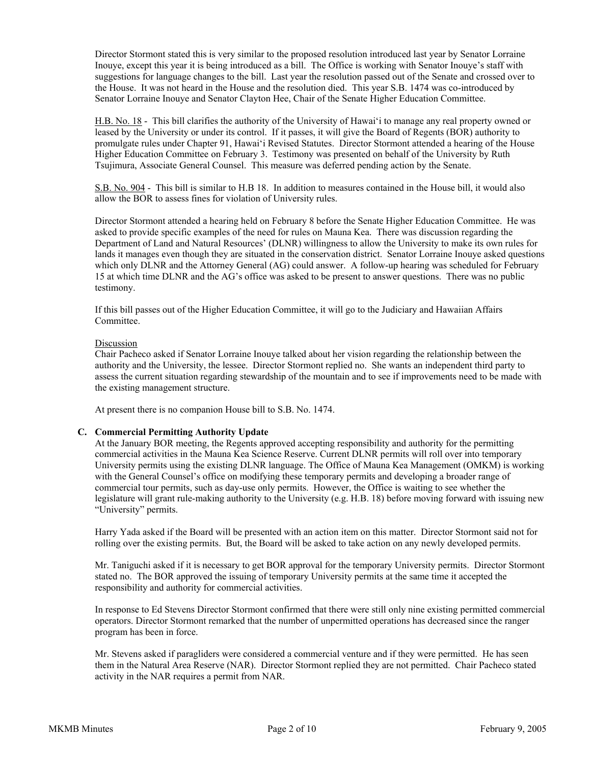Director Stormont stated this is very similar to the proposed resolution introduced last year by Senator Lorraine Inouye, except this year it is being introduced as a bill. The Office is working with Senator Inouye's staff with suggestions for language changes to the bill. Last year the resolution passed out of the Senate and crossed over to the House. It was not heard in the House and the resolution died. This year S.B. 1474 was co-introduced by Senator Lorraine Inouye and Senator Clayton Hee, Chair of the Senate Higher Education Committee.

H.B. No. 18 - This bill clarifies the authority of the University of Hawai'i to manage any real property owned or leased by the University or under its control. If it passes, it will give the Board of Regents (BOR) authority to promulgate rules under Chapter 91, Hawai'i Revised Statutes. Director Stormont attended a hearing of the House Higher Education Committee on February 3. Testimony was presented on behalf of the University by Ruth Tsujimura, Associate General Counsel. This measure was deferred pending action by the Senate.

S.B. No. 904 - This bill is similar to H.B 18. In addition to measures contained in the House bill, it would also allow the BOR to assess fines for violation of University rules.

Director Stormont attended a hearing held on February 8 before the Senate Higher Education Committee. He was asked to provide specific examples of the need for rules on Mauna Kea. There was discussion regarding the Department of Land and Natural Resources' (DLNR) willingness to allow the University to make its own rules for lands it manages even though they are situated in the conservation district. Senator Lorraine Inouye asked questions which only DLNR and the Attorney General (AG) could answer. A follow-up hearing was scheduled for February 15 at which time DLNR and the AG's office was asked to be present to answer questions. There was no public testimony.

If this bill passes out of the Higher Education Committee, it will go to the Judiciary and Hawaiian Affairs Committee.

Discussion

Chair Pacheco asked if Senator Lorraine Inouye talked about her vision regarding the relationship between the authority and the University, the lessee. Director Stormont replied no. She wants an independent third party to assess the current situation regarding stewardship of the mountain and to see if improvements need to be made with the existing management structure.

At present there is no companion House bill to S.B. No. 1474.

### C. Commercial Permitting Authority Update

At the January BOR meeting, the Regents approved accepting responsibility and authority for the permitting commercial activities in the Mauna Kea Science Reserve. Current DLNR permits will roll over into temporary University permits using the existing DLNR language. The Office of Mauna Kea Management (OMKM) is working with the General Counsel's office on modifying these temporary permits and developing a broader range of commercial tour permits, such as day-use only permits. However, the Office is waiting to see whether the legislature will grant rule-making authority to the University (e.g. H.B. 18) before moving forward with issuing new "University" permits.

Harry Yada asked if the Board will be presented with an action item on this matter. Director Stormont said not for rolling over the existing permits. But, the Board will be asked to take action on any newly developed permits.

Mr. Taniguchi asked if it is necessary to get BOR approval for the temporary University permits. Director Stormont stated no. The BOR approved the issuing of temporary University permits at the same time it accepted the responsibility and authority for commercial activities.

In response to Ed Stevens Director Stormont confirmed that there were still only nine existing permitted commercial operators. Director Stormont remarked that the number of unpermitted operations has decreased since the ranger program has been in force.

Mr. Stevens asked if paragliders were considered a commercial venture and if they were permitted. He has seen them in the Natural Area Reserve (NAR). Director Stormont replied they are not permitted. Chair Pacheco stated activity in the NAR requires a permit from NAR.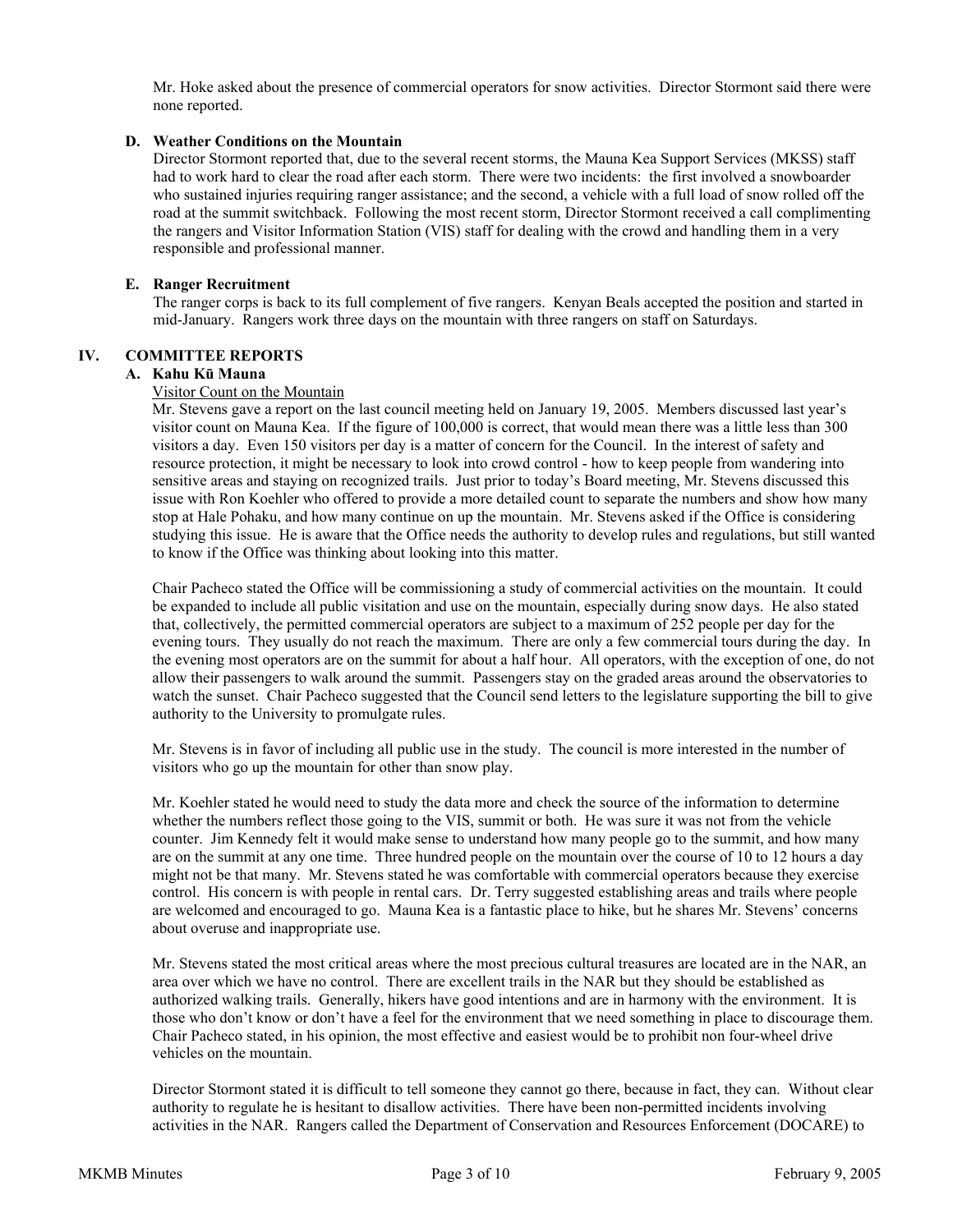Mr. Hoke asked about the presence of commercial operators for snow activities. Director Stormont said there were none reported.

### D. Weather Conditions on the Mountain

Director Stormont reported that, due to the several recent storms, the Mauna Kea Support Services (MKSS) staff had to work hard to clear the road after each storm. There were two incidents: the first involved a snowboarder who sustained injuries requiring ranger assistance; and the second, a vehicle with a full load of snow rolled off the road at the summit switchback. Following the most recent storm, Director Stormont received a call complimenting the rangers and Visitor Information Station (VIS) staff for dealing with the crowd and handling them in a very responsible and professional manner.

### E. Ranger Recruitment

The ranger corps is back to its full complement of five rangers. Kenyan Beals accepted the position and started in mid-January. Rangers work three days on the mountain with three rangers on staff on Saturdays.

## IV. COMMITTEE REPORTS

### A. Kahu Kū Mauna

Visitor Count on the Mountain

Mr. Stevens gave a report on the last council meeting held on January 19, 2005. Members discussed last year's visitor count on Mauna Kea. If the figure of 100,000 is correct, that would mean there was a little less than 300 visitors a day. Even 150 visitors per day is a matter of concern for the Council. In the interest of safety and resource protection, it might be necessary to look into crowd control - how to keep people from wandering into sensitive areas and staying on recognized trails. Just prior to today's Board meeting, Mr. Stevens discussed this issue with Ron Koehler who offered to provide a more detailed count to separate the numbers and show how many stop at Hale Pohaku, and how many continue on up the mountain. Mr. Stevens asked if the Office is considering studying this issue. He is aware that the Office needs the authority to develop rules and regulations, but still wanted to know if the Office was thinking about looking into this matter.

Chair Pacheco stated the Office will be commissioning a study of commercial activities on the mountain. It could be expanded to include all public visitation and use on the mountain, especially during snow days. He also stated that, collectively, the permitted commercial operators are subject to a maximum of 252 people per day for the evening tours. They usually do not reach the maximum. There are only a few commercial tours during the day. In the evening most operators are on the summit for about a half hour. All operators, with the exception of one, do not allow their passengers to walk around the summit. Passengers stay on the graded areas around the observatories to watch the sunset. Chair Pacheco suggested that the Council send letters to the legislature supporting the bill to give authority to the University to promulgate rules.

Mr. Stevens is in favor of including all public use in the study. The council is more interested in the number of visitors who go up the mountain for other than snow play.

Mr. Koehler stated he would need to study the data more and check the source of the information to determine whether the numbers reflect those going to the VIS, summit or both. He was sure it was not from the vehicle counter. Jim Kennedy felt it would make sense to understand how many people go to the summit, and how many are on the summit at any one time. Three hundred people on the mountain over the course of 10 to 12 hours a day might not be that many. Mr. Stevens stated he was comfortable with commercial operators because they exercise control. His concern is with people in rental cars. Dr. Terry suggested establishing areas and trails where people are welcomed and encouraged to go. Mauna Kea is a fantastic place to hike, but he shares Mr. Stevens' concerns about overuse and inappropriate use.

Mr. Stevens stated the most critical areas where the most precious cultural treasures are located are in the NAR, an area over which we have no control. There are excellent trails in the NAR but they should be established as authorized walking trails. Generally, hikers have good intentions and are in harmony with the environment. It is those who don't know or don't have a feel for the environment that we need something in place to discourage them. Chair Pacheco stated, in his opinion, the most effective and easiest would be to prohibit non four-wheel drive vehicles on the mountain.

Director Stormont stated it is difficult to tell someone they cannot go there, because in fact, they can. Without clear authority to regulate he is hesitant to disallow activities. There have been non-permitted incidents involving activities in the NAR. Rangers called the Department of Conservation and Resources Enforcement (DOCARE) to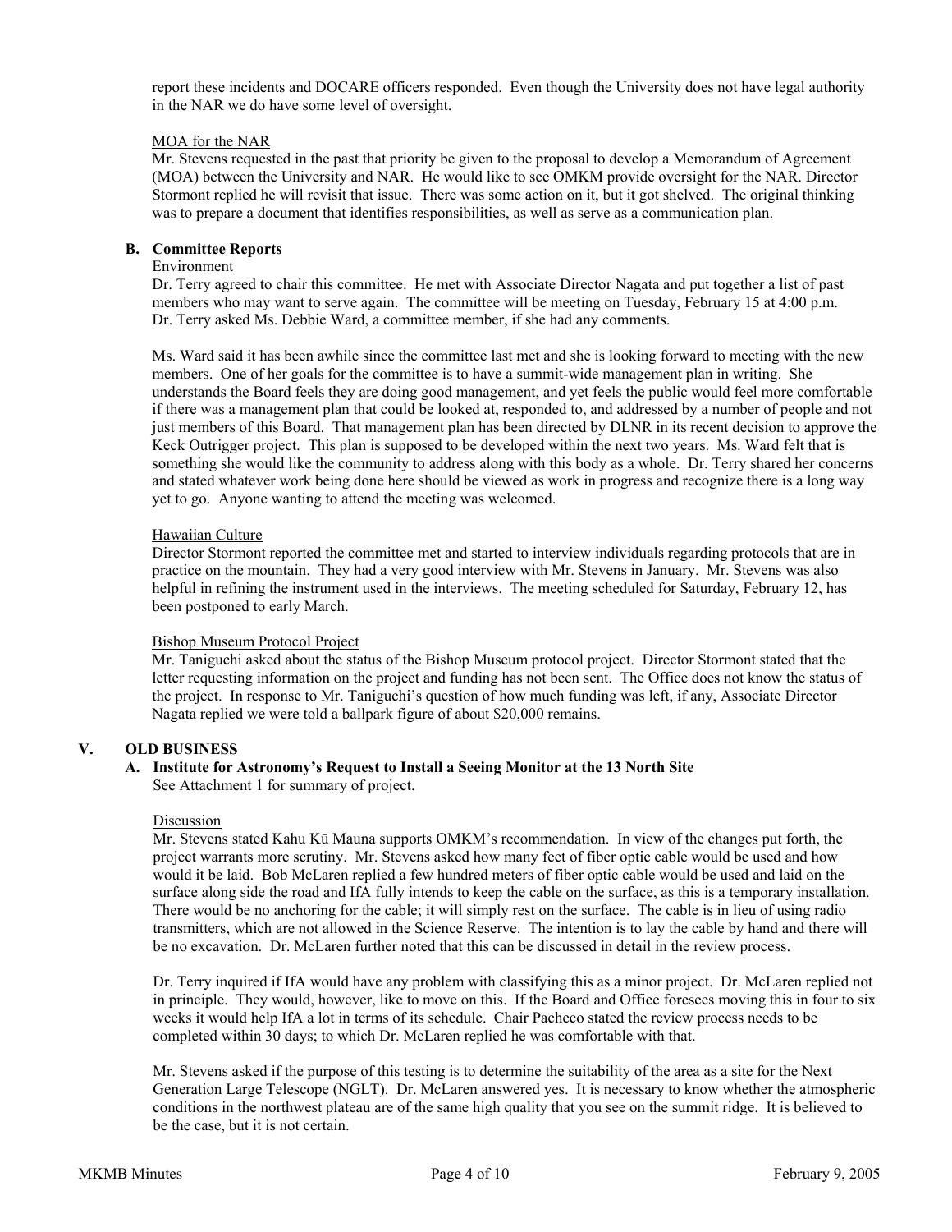report these incidents and DOCARE officers responded. Even though the University does not have legal authority in the NAR we do have some level of oversight.

MOA for the NAR

Mr. Stevens requested in the past that priority be given to the proposal to develop a Memorandum of Agreement (MOA) between the University and NAR. He would like to see OMKM provide oversight for the NAR. Director Stormont replied he will revisit that issue. There was some action on it, but it got shelved. The original thinking was to prepare a document that identifies responsibilities, as well as serve as a communication plan.

### B. Committee Reports

Environment

Dr. Terry agreed to chair this committee. He met with Associate Director Nagata and put together a list of past members who may want to serve again. The committee will be meeting on Tuesday, February 15 at 4:00 p.m. Dr. Terry asked Ms. Debbie Ward, a committee member, if she had any comments.

Ms. Ward said it has been awhile since the committee last met and she is looking forward to meeting with the new members. One of her goals for the committee is to have a summit-wide management plan in writing. She understands the Board feels they are doing good management, and yet feels the public would feel more comfortable if there was a management plan that could be looked at, responded to, and addressed by a number of people and not just members of this Board. That management plan has been directed by DLNR in its recent decision to approve the Keck Outrigger project. This plan is supposed to be developed within the next two years. Ms. Ward felt that is something she would like the community to address along with this body as a whole. Dr. Terry shared her concerns and stated whatever work being done here should be viewed as work in progress and recognize there is a long way yet to go. Anyone wanting to attend the meeting was welcomed.

Hawaiian Culture

Director Stormont reported the committee met and started to interview individuals regarding protocols that are in practice on the mountain. They had a very good interview with Mr. Stevens in January. Mr. Stevens was also helpful in refining the instrument used in the interviews. The meeting scheduled for Saturday, February 12, has been postponed to early March.

Bishop Museum Protocol Project

Mr. Taniguchi asked about the status of the Bishop Museum protocol project. Director Stormont stated that the letter requesting information on the project and funding has not been sent. The Office does not know the status of the project. In response to Mr. Taniguchi's question of how much funding was left, if any, Associate Director Nagata replied we were told a ballpark figure of about $20,000 remains.

## V. OLD BUSINESS

### A. Institute for Astronomy's Request to Install a Seeing Monitor at the 13 North Site

See Attachment 1 for summary of project.

Discussion

Mr. Stevens stated Kahu Kū Mauna supports OMKM's recommendation. In view of the changes put forth, the project warrants more scrutiny. Mr. Stevens asked how many feet of fiber optic cable would be used and how would it be laid. Bob McLaren replied a few hundred meters of fiber optic cable would be used and laid on the surface along side the road and IfA fully intends to keep the cable on the surface, as this is a temporary installation. There would be no anchoring for the cable; it will simply rest on the surface. The cable is in lieu of using radio transmitters, which are not allowed in the Science Reserve. The intention is to lay the cable by hand and there will be no excavation. Dr. McLaren further noted that this can be discussed in detail in the review process.

Dr. Terry inquired if IfA would have any problem with classifying this as a minor project. Dr. McLaren replied not in principle. They would, however, like to move on this. If the Board and Office foresees moving this in four to six weeks it would help IfA a lot in terms of its schedule. Chair Pacheco stated the review process needs to be completed within 30 days; to which Dr. McLaren replied he was comfortable with that.

Mr. Stevens asked if the purpose of this testing is to determine the suitability of the area as a site for the Next Generation Large Telescope (NGLT). Dr. McLaren answered yes. It is necessary to know whether the atmospheric conditions in the northwest plateau are of the same high quality that you see on the summit ridge. It is believed to be the case, but it is not certain.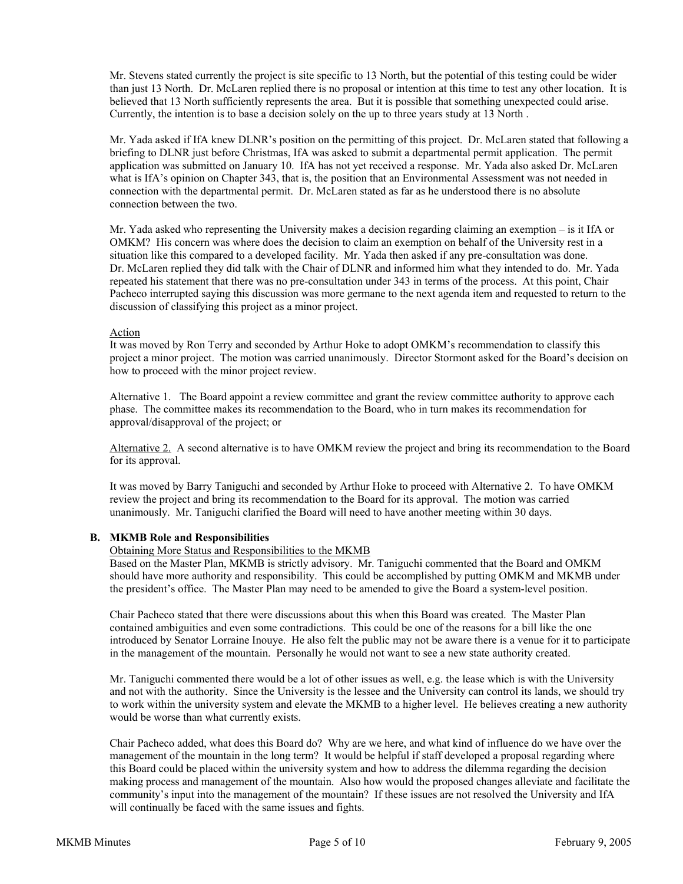Mr. Stevens stated currently the project is site specific to 13 North, but the potential of this testing could be wider than just 13 North. Dr. McLaren replied there is no proposal or intention at this time to test any other location. It is believed that 13 North sufficiently represents the area. But it is possible that something unexpected could arise. Currently, the intention is to base a decision solely on the up to three years study at 13 North .

Mr. Yada asked if IfA knew DLNR's position on the permitting of this project. Dr. McLaren stated that following a briefing to DLNR just before Christmas, IfA was asked to submit a departmental permit application. The permit application was submitted on January 10. IfA has not yet received a response. Mr. Yada also asked Dr. McLaren what is IfA's opinion on Chapter 343, that is, the position that an Environmental Assessment was not needed in connection with the departmental permit. Dr. McLaren stated as far as he understood there is no absolute connection between the two.

Mr. Yada asked who representing the University makes a decision regarding claiming an exemption – is it IfA or OMKM? His concern was where does the decision to claim an exemption on behalf of the University rest in a situation like this compared to a developed facility. Mr. Yada then asked if any pre-consultation was done. Dr. McLaren replied they did talk with the Chair of DLNR and informed him what they intended to do. Mr. Yada repeated his statement that there was no pre-consultation under 343 in terms of the process. At this point, Chair Pacheco interrupted saying this discussion was more germane to the next agenda item and requested to return to the discussion of classifying this project as a minor project.

Action

It was moved by Ron Terry and seconded by Arthur Hoke to adopt OMKM's recommendation to classify this project a minor project. The motion was carried unanimously. Director Stormont asked for the Board's decision on how to proceed with the minor project review.

Alternative 1. The Board appoint a review committee and grant the review committee authority to approve each phase. The committee makes its recommendation to the Board, who in turn makes its recommendation for approval/disapproval of the project; or

Alternative 2. A second alternative is to have OMKM review the project and bring its recommendation to the Board for its approval.

It was moved by Barry Taniguchi and seconded by Arthur Hoke to proceed with Alternative 2. To have OMKM review the project and bring its recommendation to the Board for its approval. The motion was carried unanimously. Mr. Taniguchi clarified the Board will need to have another meeting within 30 days.

**B. MKMB Role and Responsibilities**

Obtaining More Status and Responsibilities to the MKMB

Based on the Master Plan, MKMB is strictly advisory. Mr. Taniguchi commented that the Board and OMKM should have more authority and responsibility. This could be accomplished by putting OMKM and MKMB under the president's office. The Master Plan may need to be amended to give the Board a system-level position.

Chair Pacheco stated that there were discussions about this when this Board was created. The Master Plan contained ambiguities and even some contradictions. This could be one of the reasons for a bill like the one introduced by Senator Lorraine Inouye. He also felt the public may not be aware there is a venue for it to participate in the management of the mountain. Personally he would not want to see a new state authority created.

Mr. Taniguchi commented there would be a lot of other issues as well, e.g. the lease which is with the University and not with the authority. Since the University is the lessee and the University can control its lands, we should try to work within the university system and elevate the MKMB to a higher level. He believes creating a new authority would be worse than what currently exists.

Chair Pacheco added, what does this Board do? Why are we here, and what kind of influence do we have over the management of the mountain in the long term? It would be helpful if staff developed a proposal regarding where this Board could be placed within the university system and how to address the dilemma regarding the decision making process and management of the mountain. Also how would the proposed changes alleviate and facilitate the community's input into the management of the mountain? If these issues are not resolved the University and IfA will continually be faced with the same issues and fights.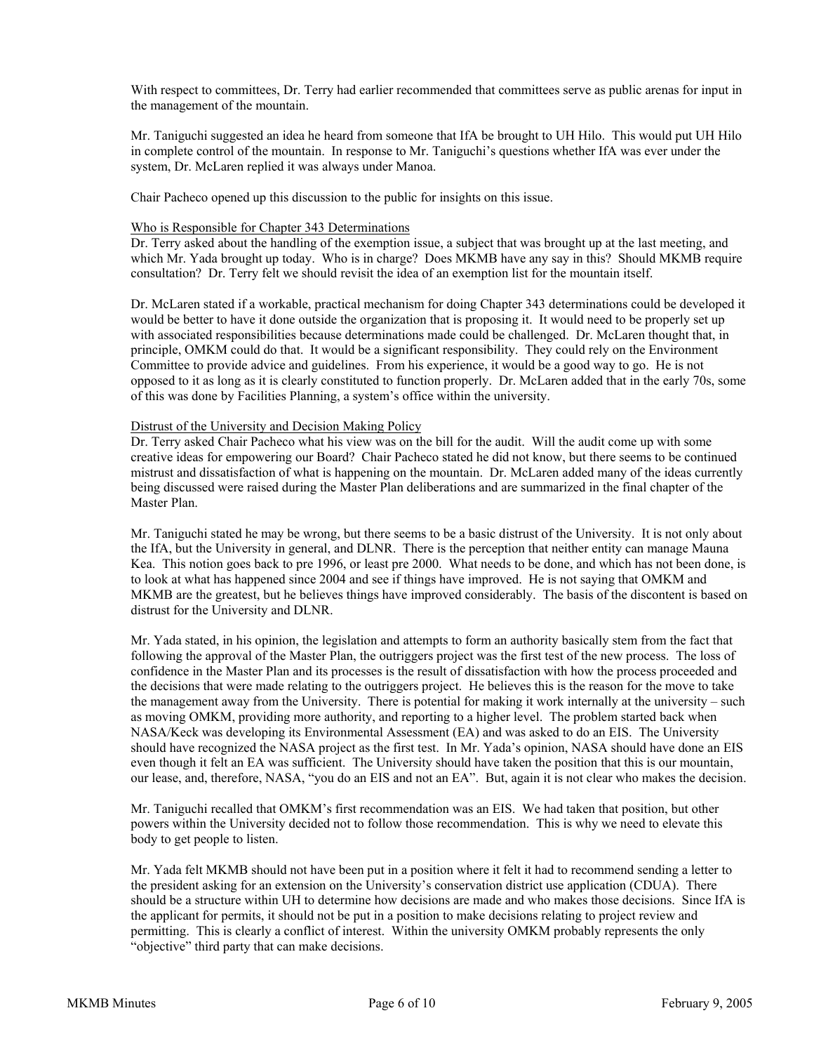With respect to committees, Dr. Terry had earlier recommended that committees serve as public arenas for input in the management of the mountain.

Mr. Taniguchi suggested an idea he heard from someone that IfA be brought to UH Hilo. This would put UH Hilo in complete control of the mountain. In response to Mr. Taniguchi's questions whether IfA was ever under the system, Dr. McLaren replied it was always under Manoa.

Chair Pacheco opened up this discussion to the public for insights on this issue.

Who is Responsible for Chapter 343 Determinations

Dr. Terry asked about the handling of the exemption issue, a subject that was brought up at the last meeting, and which Mr. Yada brought up today. Who is in charge? Does MKMB have any say in this? Should MKMB require consultation? Dr. Terry felt we should revisit the idea of an exemption list for the mountain itself.

Dr. McLaren stated if a workable, practical mechanism for doing Chapter 343 determinations could be developed it would be better to have it done outside the organization that is proposing it. It would need to be properly set up with associated responsibilities because determinations made could be challenged. Dr. McLaren thought that, in principle, OMKM could do that. It would be a significant responsibility. They could rely on the Environment Committee to provide advice and guidelines. From his experience, it would be a good way to go. He is not opposed to it as long as it is clearly constituted to function properly. Dr. McLaren added that in the early 70s, some of this was done by Facilities Planning, a system's office within the university.

Distrust of the University and Decision Making Policy

Dr. Terry asked Chair Pacheco what his view was on the bill for the audit. Will the audit come up with some creative ideas for empowering our Board? Chair Pacheco stated he did not know, but there seems to be continued mistrust and dissatisfaction of what is happening on the mountain. Dr. McLaren added many of the ideas currently being discussed were raised during the Master Plan deliberations and are summarized in the final chapter of the Master Plan.

Mr. Taniguchi stated he may be wrong, but there seems to be a basic distrust of the University. It is not only about the IfA, but the University in general, and DLNR. There is the perception that neither entity can manage Mauna Kea. This notion goes back to pre 1996, or least pre 2000. What needs to be done, and which has not been done, is to look at what has happened since 2004 and see if things have improved. He is not saying that OMKM and MKMB are the greatest, but he believes things have improved considerably. The basis of the discontent is based on distrust for the University and DLNR.

Mr. Yada stated, in his opinion, the legislation and attempts to form an authority basically stem from the fact that following the approval of the Master Plan, the outriggers project was the first test of the new process. The loss of confidence in the Master Plan and its processes is the result of dissatisfaction with how the process proceeded and the decisions that were made relating to the outriggers project. He believes this is the reason for the move to take the management away from the University. There is potential for making it work internally at the university – such as moving OMKM, providing more authority, and reporting to a higher level. The problem started back when NASA/Keck was developing its Environmental Assessment (EA) and was asked to do an EIS. The University should have recognized the NASA project as the first test. In Mr. Yada's opinion, NASA should have done an EIS even though it felt an EA was sufficient. The University should have taken the position that this is our mountain, our lease, and, therefore, NASA, "you do an EIS and not an EA". But, again it is not clear who makes the decision.

Mr. Taniguchi recalled that OMKM's first recommendation was an EIS. We had taken that position, but other powers within the University decided not to follow those recommendation. This is why we need to elevate this body to get people to listen.

Mr. Yada felt MKMB should not have been put in a position where it felt it had to recommend sending a letter to the president asking for an extension on the University's conservation district use application (CDUA). There should be a structure within UH to determine how decisions are made and who makes those decisions. Since IfA is the applicant for permits, it should not be put in a position to make decisions relating to project review and permitting. This is clearly a conflict of interest. Within the university OMKM probably represents the only "objective" third party that can make decisions.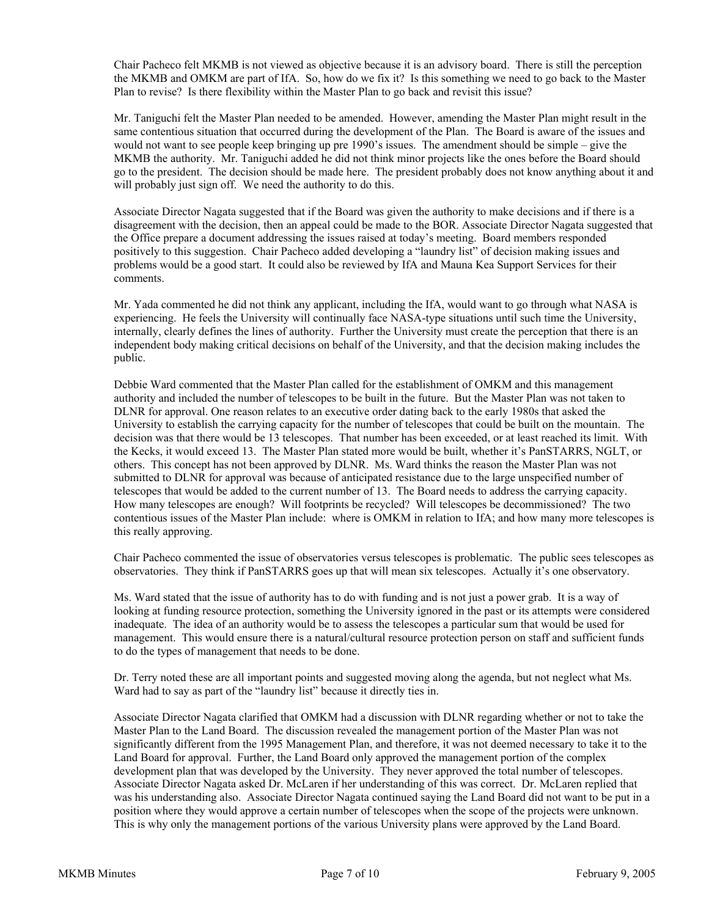Chair Pacheco felt MKMB is not viewed as objective because it is an advisory board. There is still the perception the MKMB and OMKM are part of IfA. So, how do we fix it? Is this something we need to go back to the Master Plan to revise? Is there flexibility within the Master Plan to go back and revisit this issue?

Mr. Taniguchi felt the Master Plan needed to be amended. However, amending the Master Plan might result in the same contentious situation that occurred during the development of the Plan. The Board is aware of the issues and would not want to see people keep bringing up pre 1990's issues. The amendment should be simple – give the MKMB the authority. Mr. Taniguchi added he did not think minor projects like the ones before the Board should go to the president. The decision should be made here. The president probably does not know anything about it and will probably just sign off. We need the authority to do this.

Associate Director Nagata suggested that if the Board was given the authority to make decisions and if there is a disagreement with the decision, then an appeal could be made to the BOR. Associate Director Nagata suggested that the Office prepare a document addressing the issues raised at today's meeting. Board members responded positively to this suggestion. Chair Pacheco added developing a "laundry list" of decision making issues and problems would be a good start. It could also be reviewed by IfA and Mauna Kea Support Services for their comments.

Mr. Yada commented he did not think any applicant, including the IfA, would want to go through what NASA is experiencing. He feels the University will continually face NASA-type situations until such time the University, internally, clearly defines the lines of authority. Further the University must create the perception that there is an independent body making critical decisions on behalf of the University, and that the decision making includes the public.

Debbie Ward commented that the Master Plan called for the establishment of OMKM and this management authority and included the number of telescopes to be built in the future. But the Master Plan was not taken to DLNR for approval. One reason relates to an executive order dating back to the early 1980s that asked the University to establish the carrying capacity for the number of telescopes that could be built on the mountain. The decision was that there would be 13 telescopes. That number has been exceeded, or at least reached its limit. With the Kecks, it would exceed 13. The Master Plan stated more would be built, whether it's PanSTARRS, NGLT, or others. This concept has not been approved by DLNR. Ms. Ward thinks the reason the Master Plan was not submitted to DLNR for approval was because of anticipated resistance due to the large unspecified number of telescopes that would be added to the current number of 13. The Board needs to address the carrying capacity. How many telescopes are enough? Will footprints be recycled? Will telescopes be decommissioned? The two contentious issues of the Master Plan include: where is OMKM in relation to IfA; and how many more telescopes is this really approving.

Chair Pacheco commented the issue of observatories versus telescopes is problematic. The public sees telescopes as observatories. They think if PanSTARRS goes up that will mean six telescopes. Actually it's one observatory.

Ms. Ward stated that the issue of authority has to do with funding and is not just a power grab. It is a way of looking at funding resource protection, something the University ignored in the past or its attempts were considered inadequate. The idea of an authority would be to assess the telescopes a particular sum that would be used for management. This would ensure there is a natural/cultural resource protection person on staff and sufficient funds to do the types of management that needs to be done.

Dr. Terry noted these are all important points and suggested moving along the agenda, but not neglect what Ms. Ward had to say as part of the "laundry list" because it directly ties in.

Associate Director Nagata clarified that OMKM had a discussion with DLNR regarding whether or not to take the Master Plan to the Land Board. The discussion revealed the management portion of the Master Plan was not significantly different from the 1995 Management Plan, and therefore, it was not deemed necessary to take it to the Land Board for approval. Further, the Land Board only approved the management portion of the complex development plan that was developed by the University. They never approved the total number of telescopes. Associate Director Nagata asked Dr. McLaren if her understanding of this was correct. Dr. McLaren replied that was his understanding also. Associate Director Nagata continued saying the Land Board did not want to be put in a position where they would approve a certain number of telescopes when the scope of the projects were unknown. This is why only the management portions of the various University plans were approved by the Land Board.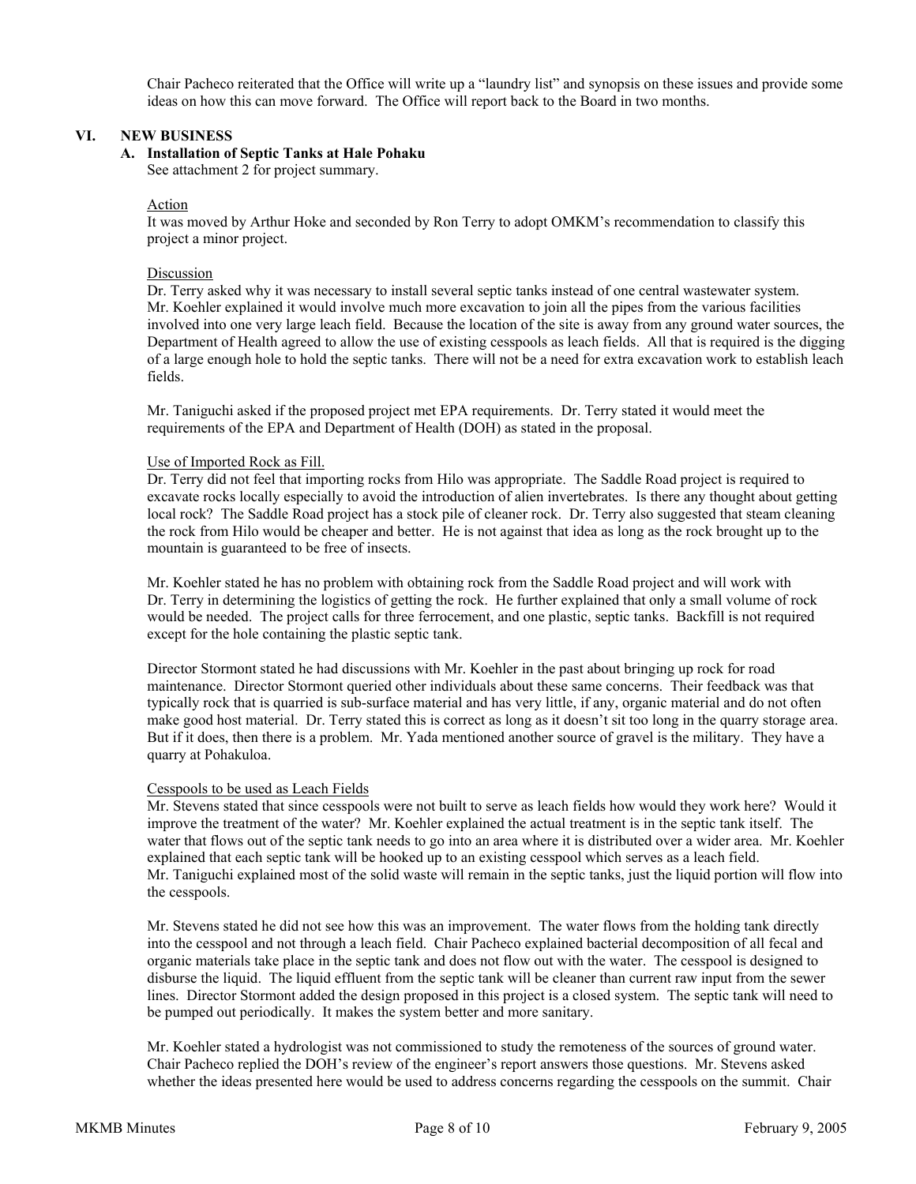Chair Pacheco reiterated that the Office will write up a "laundry list" and synopsis on these issues and provide some ideas on how this can move forward. The Office will report back to the Board in two months.

## VI. NEW BUSINESS

### A. Installation of Septic Tanks at Hale Pohaku

See attachment 2 for project summary.

Action

It was moved by Arthur Hoke and seconded by Ron Terry to adopt OMKM's recommendation to classify this project a minor project.

Discussion

Dr. Terry asked why it was necessary to install several septic tanks instead of one central wastewater system. Mr. Koehler explained it would involve much more excavation to join all the pipes from the various facilities involved into one very large leach field. Because the location of the site is away from any ground water sources, the Department of Health agreed to allow the use of existing cesspools as leach fields. All that is required is the digging of a large enough hole to hold the septic tanks. There will not be a need for extra excavation work to establish leach fields.

Mr. Taniguchi asked if the proposed project met EPA requirements. Dr. Terry stated it would meet the requirements of the EPA and Department of Health (DOH) as stated in the proposal.

Use of Imported Rock as Fill.

Dr. Terry did not feel that importing rocks from Hilo was appropriate. The Saddle Road project is required to excavate rocks locally especially to avoid the introduction of alien invertebrates. Is there any thought about getting local rock? The Saddle Road project has a stock pile of cleaner rock. Dr. Terry also suggested that steam cleaning the rock from Hilo would be cheaper and better. He is not against that idea as long as the rock brought up to the mountain is guaranteed to be free of insects.

Mr. Koehler stated he has no problem with obtaining rock from the Saddle Road project and will work with Dr. Terry in determining the logistics of getting the rock. He further explained that only a small volume of rock would be needed. The project calls for three ferrocement, and one plastic, septic tanks. Backfill is not required except for the hole containing the plastic septic tank.

Director Stormont stated he had discussions with Mr. Koehler in the past about bringing up rock for road maintenance. Director Stormont queried other individuals about these same concerns. Their feedback was that typically rock that is quarried is sub-surface material and has very little, if any, organic material and do not often make good host material. Dr. Terry stated this is correct as long as it doesn't sit too long in the quarry storage area. But if it does, then there is a problem. Mr. Yada mentioned another source of gravel is the military. They have a quarry at Pohakuloa.

Cesspools to be used as Leach Fields

Mr. Stevens stated that since cesspools were not built to serve as leach fields how would they work here? Would it improve the treatment of the water? Mr. Koehler explained the actual treatment is in the septic tank itself. The water that flows out of the septic tank needs to go into an area where it is distributed over a wider area. Mr. Koehler explained that each septic tank will be hooked up to an existing cesspool which serves as a leach field. Mr. Taniguchi explained most of the solid waste will remain in the septic tanks, just the liquid portion will flow into the cesspools.

Mr. Stevens stated he did not see how this was an improvement. The water flows from the holding tank directly into the cesspool and not through a leach field. Chair Pacheco explained bacterial decomposition of all fecal and organic materials take place in the septic tank and does not flow out with the water. The cesspool is designed to disburse the liquid. The liquid effluent from the septic tank will be cleaner than current raw input from the sewer lines. Director Stormont added the design proposed in this project is a closed system. The septic tank will need to be pumped out periodically. It makes the system better and more sanitary.

Mr. Koehler stated a hydrologist was not commissioned to study the remoteness of the sources of ground water. Chair Pacheco replied the DOH's review of the engineer's report answers those questions. Mr. Stevens asked whether the ideas presented here would be used to address concerns regarding the cesspools on the summit. Chair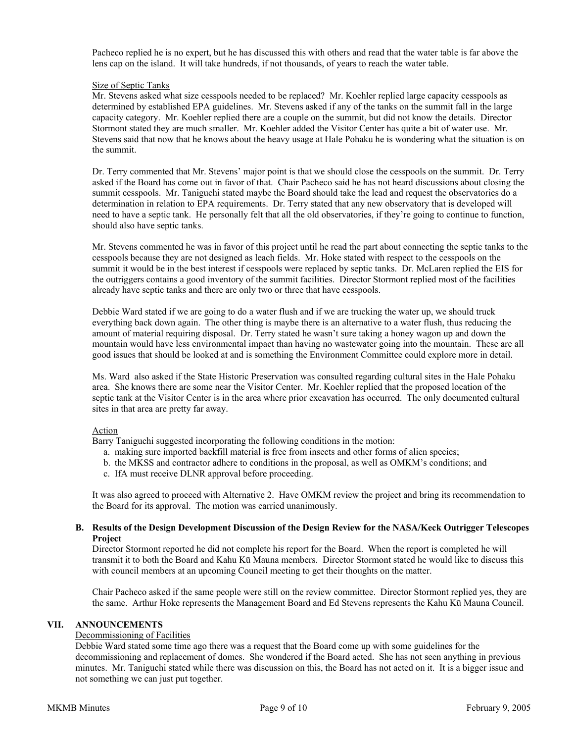Pacheco replied he is no expert, but he has discussed this with others and read that the water table is far above the lens cap on the island. It will take hundreds, if not thousands, of years to reach the water table.

Size of Septic Tanks

Mr. Stevens asked what size cesspools needed to be replaced? Mr. Koehler replied large capacity cesspools as determined by established EPA guidelines. Mr. Stevens asked if any of the tanks on the summit fall in the large capacity category. Mr. Koehler replied there are a couple on the summit, but did not know the details. Director Stormont stated they are much smaller. Mr. Koehler added the Visitor Center has quite a bit of water use. Mr. Stevens said that now that he knows about the heavy usage at Hale Pohaku he is wondering what the situation is on the summit.

Dr. Terry commented that Mr. Stevens' major point is that we should close the cesspools on the summit. Dr. Terry asked if the Board has come out in favor of that. Chair Pacheco said he has not heard discussions about closing the summit cesspools. Mr. Taniguchi stated maybe the Board should take the lead and request the observatories do a determination in relation to EPA requirements. Dr. Terry stated that any new observatory that is developed will need to have a septic tank. He personally felt that all the old observatories, if they're going to continue to function, should also have septic tanks.

Mr. Stevens commented he was in favor of this project until he read the part about connecting the septic tanks to the cesspools because they are not designed as leach fields. Mr. Hoke stated with respect to the cesspools on the summit it would be in the best interest if cesspools were replaced by septic tanks. Dr. McLaren replied the EIS for the outriggers contains a good inventory of the summit facilities. Director Stormont replied most of the facilities already have septic tanks and there are only two or three that have cesspools.

Debbie Ward stated if we are going to do a water flush and if we are trucking the water up, we should truck everything back down again. The other thing is maybe there is an alternative to a water flush, thus reducing the amount of material requiring disposal. Dr. Terry stated he wasn't sure taking a honey wagon up and down the mountain would have less environmental impact than having no wastewater going into the mountain. These are all good issues that should be looked at and is something the Environment Committee could explore more in detail.

Ms. Ward also asked if the State Historic Preservation was consulted regarding cultural sites in the Hale Pohaku area. She knows there are some near the Visitor Center. Mr. Koehler replied that the proposed location of the septic tank at the Visitor Center is in the area where prior excavation has occurred. The only documented cultural sites in that area are pretty far away.

Action

Barry Taniguchi suggested incorporating the following conditions in the motion:

a. making sure imported backfill material is free from insects and other forms of alien species;
b. the MKSS and contractor adhere to conditions in the proposal, as well as OMKM's conditions; and
c. IfA must receive DLNR approval before proceeding.

It was also agreed to proceed with Alternative 2. Have OMKM review the project and bring its recommendation to the Board for its approval. The motion was carried unanimously.

**B. Results of the Design Development Discussion of the Design Review for the NASA/Keck Outrigger Telescopes Project**

Director Stormont reported he did not complete his report for the Board. When the report is completed he will transmit it to both the Board and Kahu Kū Mauna members. Director Stormont stated he would like to discuss this with council members at an upcoming Council meeting to get their thoughts on the matter.

Chair Pacheco asked if the same people were still on the review committee. Director Stormont replied yes, they are the same. Arthur Hoke represents the Management Board and Ed Stevens represents the Kahu Kū Mauna Council.

## VII. ANNOUNCEMENTS

Decommissioning of Facilities

Debbie Ward stated some time ago there was a request that the Board come up with some guidelines for the decommissioning and replacement of domes. She wondered if the Board acted. She has not seen anything in previous minutes. Mr. Taniguchi stated while there was discussion on this, the Board has not acted on it. It is a bigger issue and not something we can just put together.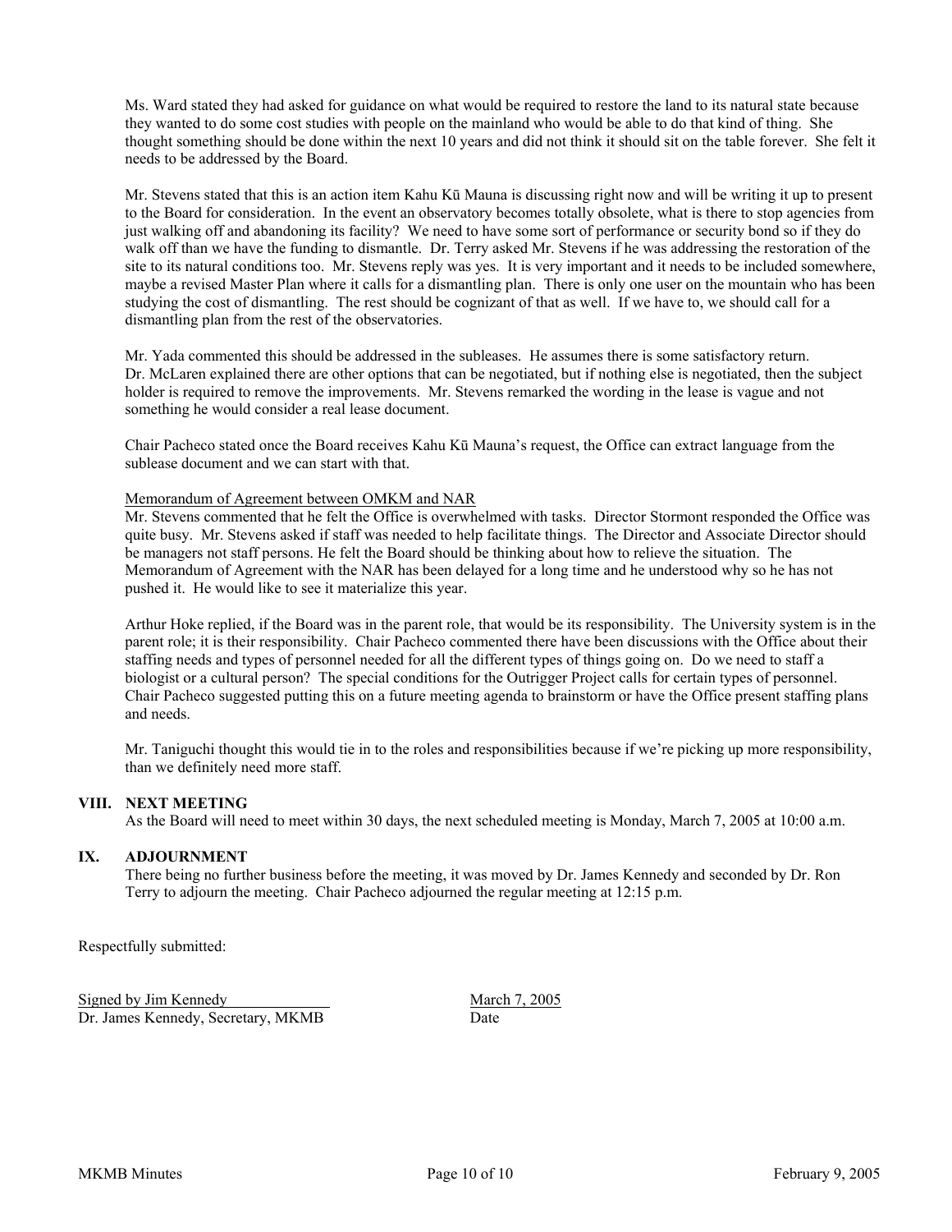Ms. Ward stated they had asked for guidance on what would be required to restore the land to its natural state because they wanted to do some cost studies with people on the mainland who would be able to do that kind of thing. She thought something should be done within the next 10 years and did not think it should sit on the table forever. She felt it needs to be addressed by the Board.

Mr. Stevens stated that this is an action item Kahu Kū Mauna is discussing right now and will be writing it up to present to the Board for consideration. In the event an observatory becomes totally obsolete, what is there to stop agencies from just walking off and abandoning its facility? We need to have some sort of performance or security bond so if they do walk off than we have the funding to dismantle. Dr. Terry asked Mr. Stevens if he was addressing the restoration of the site to its natural conditions too. Mr. Stevens reply was yes. It is very important and it needs to be included somewhere, maybe a revised Master Plan where it calls for a dismantling plan. There is only one user on the mountain who has been studying the cost of dismantling. The rest should be cognizant of that as well. If we have to, we should call for a dismantling plan from the rest of the observatories.

Mr. Yada commented this should be addressed in the subleases. He assumes there is some satisfactory return. Dr. McLaren explained there are other options that can be negotiated, but if nothing else is negotiated, then the subject holder is required to remove the improvements. Mr. Stevens remarked the wording in the lease is vague and not something he would consider a real lease document.

Chair Pacheco stated once the Board receives Kahu Kū Mauna's request, the Office can extract language from the sublease document and we can start with that.

Memorandum of Agreement between OMKM and NAR

Mr. Stevens commented that he felt the Office is overwhelmed with tasks. Director Stormont responded the Office was quite busy. Mr. Stevens asked if staff was needed to help facilitate things. The Director and Associate Director should be managers not staff persons. He felt the Board should be thinking about how to relieve the situation. The Memorandum of Agreement with the NAR has been delayed for a long time and he understood why so he has not pushed it. He would like to see it materialize this year.

Arthur Hoke replied, if the Board was in the parent role, that would be its responsibility. The University system is in the parent role; it is their responsibility. Chair Pacheco commented there have been discussions with the Office about their staffing needs and types of personnel needed for all the different types of things going on. Do we need to staff a biologist or a cultural person? The special conditions for the Outrigger Project calls for certain types of personnel. Chair Pacheco suggested putting this on a future meeting agenda to brainstorm or have the Office present staffing plans and needs.

Mr. Taniguchi thought this would tie in to the roles and responsibilities because if we're picking up more responsibility, than we definitely need more staff.

## VIII. NEXT MEETING

As the Board will need to meet within 30 days, the next scheduled meeting is Monday, March 7, 2005 at 10:00 a.m.

## IX. ADJOURNMENT

There being no further business before the meeting, it was moved by Dr. James Kennedy and seconded by Dr. Ron Terry to adjourn the meeting. Chair Pacheco adjourned the regular meeting at 12:15 p.m.

Respectfully submitted:

Signed by Jim Kennedy — March 7, 2005

Dr. James Kennedy, Secretary, MKMB — Date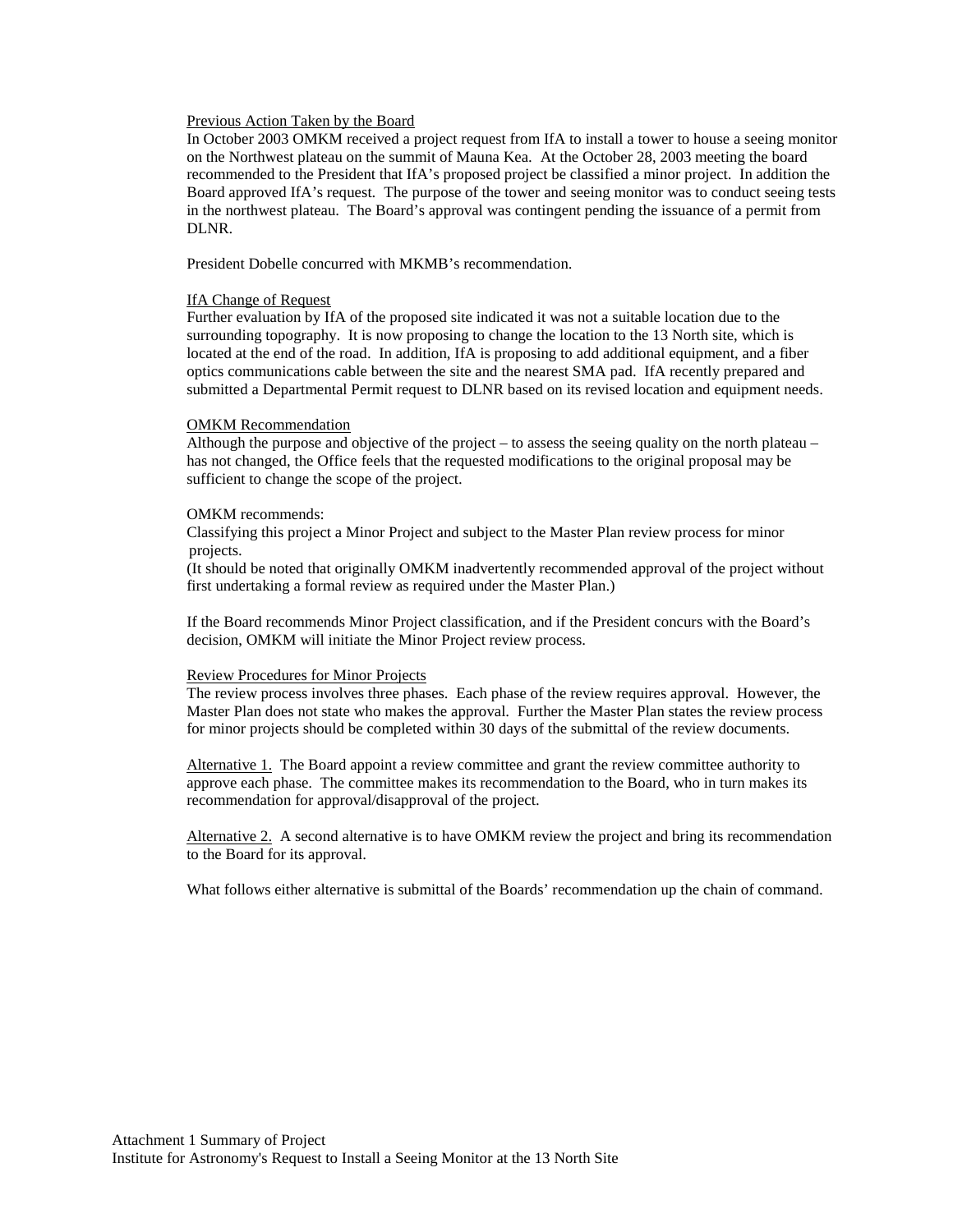Previous Action Taken by the Board

In October 2003 OMKM received a project request from IfA to install a tower to house a seeing monitor on the Northwest plateau on the summit of Mauna Kea. At the October 28, 2003 meeting the board recommended to the President that IfA's proposed project be classified a minor project. In addition the Board approved IfA's request. The purpose of the tower and seeing monitor was to conduct seeing tests in the northwest plateau. The Board's approval was contingent pending the issuance of a permit from DLNR.

President Dobelle concurred with MKMB's recommendation.

IfA Change of Request

Further evaluation by IfA of the proposed site indicated it was not a suitable location due to the surrounding topography. It is now proposing to change the location to the 13 North site, which is located at the end of the road. In addition, IfA is proposing to add additional equipment, and a fiber optics communications cable between the site and the nearest SMA pad. IfA recently prepared and submitted a Departmental Permit request to DLNR based on its revised location and equipment needs.

OMKM Recommendation

Although the purpose and objective of the project – to assess the seeing quality on the north plateau – has not changed, the Office feels that the requested modifications to the original proposal may be sufficient to change the scope of the project.

OMKM recommends:

Classifying this project a Minor Project and subject to the Master Plan review process for minor projects.

(It should be noted that originally OMKM inadvertently recommended approval of the project without first undertaking a formal review as required under the Master Plan.)

If the Board recommends Minor Project classification, and if the President concurs with the Board's decision, OMKM will initiate the Minor Project review process.

Review Procedures for Minor Projects

The review process involves three phases. Each phase of the review requires approval. However, the Master Plan does not state who makes the approval. Further the Master Plan states the review process for minor projects should be completed within 30 days of the submittal of the review documents.

Alternative 1. The Board appoint a review committee and grant the review committee authority to approve each phase. The committee makes its recommendation to the Board, who in turn makes its recommendation for approval/disapproval of the project.

Alternative 2. A second alternative is to have OMKM review the project and bring its recommendation to the Board for its approval.

What follows either alternative is submittal of the Boards' recommendation up the chain of command.

Attachment 1 Summary of Project
Institute for Astronomy's Request to Install a Seeing Monitor at the 13 North Site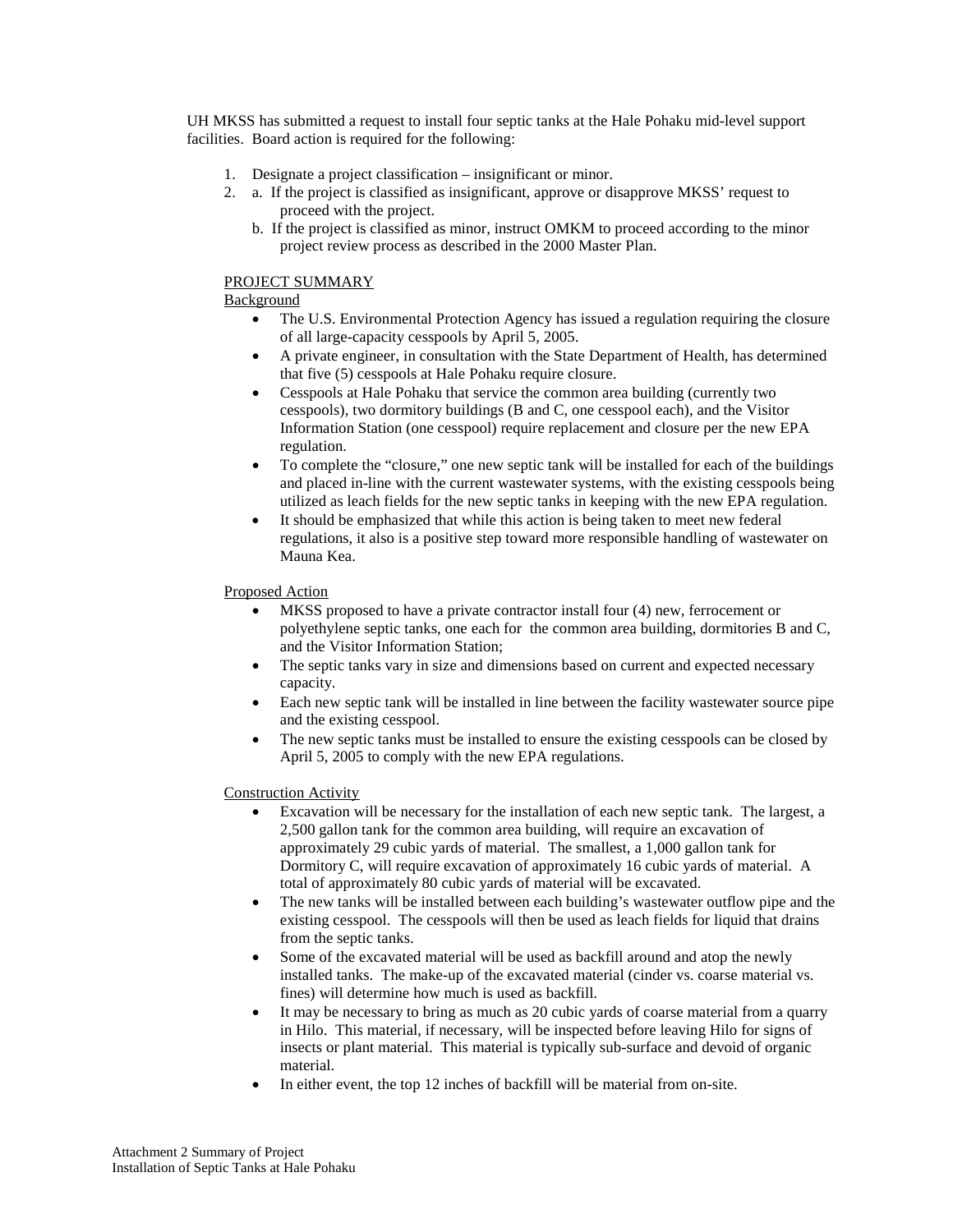UH MKSS has submitted a request to install four septic tanks at the Hale Pohaku mid-level support facilities. Board action is required for the following:

1. Designate a project classification – insignificant or minor.
2. a. If the project is classified as insignificant, approve or disapprove MKSS' request to proceed with the project.
   b. If the project is classified as minor, instruct OMKM to proceed according to the minor project review process as described in the 2000 Master Plan.

PROJECT SUMMARY

Background

- The U.S. Environmental Protection Agency has issued a regulation requiring the closure of all large-capacity cesspools by April 5, 2005.
- A private engineer, in consultation with the State Department of Health, has determined that five (5) cesspools at Hale Pohaku require closure.
- Cesspools at Hale Pohaku that service the common area building (currently two cesspools), two dormitory buildings (B and C, one cesspool each), and the Visitor Information Station (one cesspool) require replacement and closure per the new EPA regulation.
- To complete the "closure," one new septic tank will be installed for each of the buildings and placed in-line with the current wastewater systems, with the existing cesspools being utilized as leach fields for the new septic tanks in keeping with the new EPA regulation.
- It should be emphasized that while this action is being taken to meet new federal regulations, it also is a positive step toward more responsible handling of wastewater on Mauna Kea.

Proposed Action

- MKSS proposed to have a private contractor install four (4) new, ferrocement or polyethylene septic tanks, one each for the common area building, dormitories B and C, and the Visitor Information Station;
- The septic tanks vary in size and dimensions based on current and expected necessary capacity.
- Each new septic tank will be installed in line between the facility wastewater source pipe and the existing cesspool.
- The new septic tanks must be installed to ensure the existing cesspools can be closed by April 5, 2005 to comply with the new EPA regulations.

Construction Activity

- Excavation will be necessary for the installation of each new septic tank. The largest, a 2,500 gallon tank for the common area building, will require an excavation of approximately 29 cubic yards of material. The smallest, a 1,000 gallon tank for Dormitory C, will require excavation of approximately 16 cubic yards of material. A total of approximately 80 cubic yards of material will be excavated.
- The new tanks will be installed between each building's wastewater outflow pipe and the existing cesspool. The cesspools will then be used as leach fields for liquid that drains from the septic tanks.
- Some of the excavated material will be used as backfill around and atop the newly installed tanks. The make-up of the excavated material (cinder vs. coarse material vs. fines) will determine how much is used as backfill.
- It may be necessary to bring as much as 20 cubic yards of coarse material from a quarry in Hilo. This material, if necessary, will be inspected before leaving Hilo for signs of insects or plant material. This material is typically sub-surface and devoid of organic material.
- In either event, the top 12 inches of backfill will be material from on-site.

Attachment 2 Summary of Project
Installation of Septic Tanks at Hale Pohaku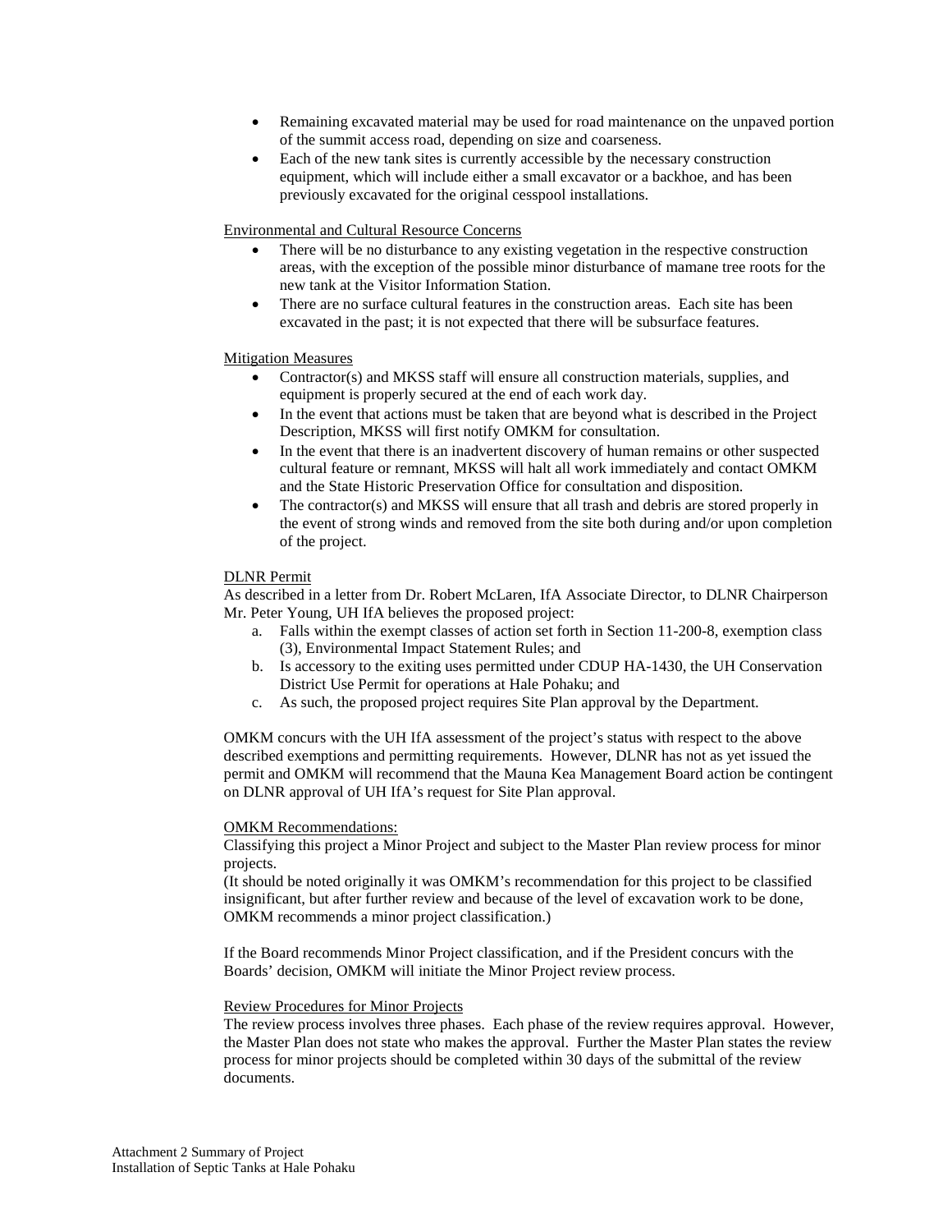- Remaining excavated material may be used for road maintenance on the unpaved portion of the summit access road, depending on size and coarseness.
- Each of the new tank sites is currently accessible by the necessary construction equipment, which will include either a small excavator or a backhoe, and has been previously excavated for the original cesspool installations.

Environmental and Cultural Resource Concerns

- There will be no disturbance to any existing vegetation in the respective construction areas, with the exception of the possible minor disturbance of mamane tree roots for the new tank at the Visitor Information Station.
- There are no surface cultural features in the construction areas. Each site has been excavated in the past; it is not expected that there will be subsurface features.

Mitigation Measures

- Contractor(s) and MKSS staff will ensure all construction materials, supplies, and equipment is properly secured at the end of each work day.
- In the event that actions must be taken that are beyond what is described in the Project Description, MKSS will first notify OMKM for consultation.
- In the event that there is an inadvertent discovery of human remains or other suspected cultural feature or remnant, MKSS will halt all work immediately and contact OMKM and the State Historic Preservation Office for consultation and disposition.
- The contractor(s) and MKSS will ensure that all trash and debris are stored properly in the event of strong winds and removed from the site both during and/or upon completion of the project.

DLNR Permit

As described in a letter from Dr. Robert McLaren, IfA Associate Director, to DLNR Chairperson Mr. Peter Young, UH IfA believes the proposed project:

a. Falls within the exempt classes of action set forth in Section 11-200-8, exemption class (3), Environmental Impact Statement Rules; and
b. Is accessory to the exiting uses permitted under CDUP HA-1430, the UH Conservation District Use Permit for operations at Hale Pohaku; and
c. As such, the proposed project requires Site Plan approval by the Department.

OMKM concurs with the UH IfA assessment of the project's status with respect to the above described exemptions and permitting requirements. However, DLNR has not as yet issued the permit and OMKM will recommend that the Mauna Kea Management Board action be contingent on DLNR approval of UH IfA's request for Site Plan approval.

OMKM Recommendations:

Classifying this project a Minor Project and subject to the Master Plan review process for minor projects.
(It should be noted originally it was OMKM's recommendation for this project to be classified insignificant, but after further review and because of the level of excavation work to be done, OMKM recommends a minor project classification.)

If the Board recommends Minor Project classification, and if the President concurs with the Boards' decision, OMKM will initiate the Minor Project review process.

Review Procedures for Minor Projects

The review process involves three phases. Each phase of the review requires approval. However, the Master Plan does not state who makes the approval. Further the Master Plan states the review process for minor projects should be completed within 30 days of the submittal of the review documents.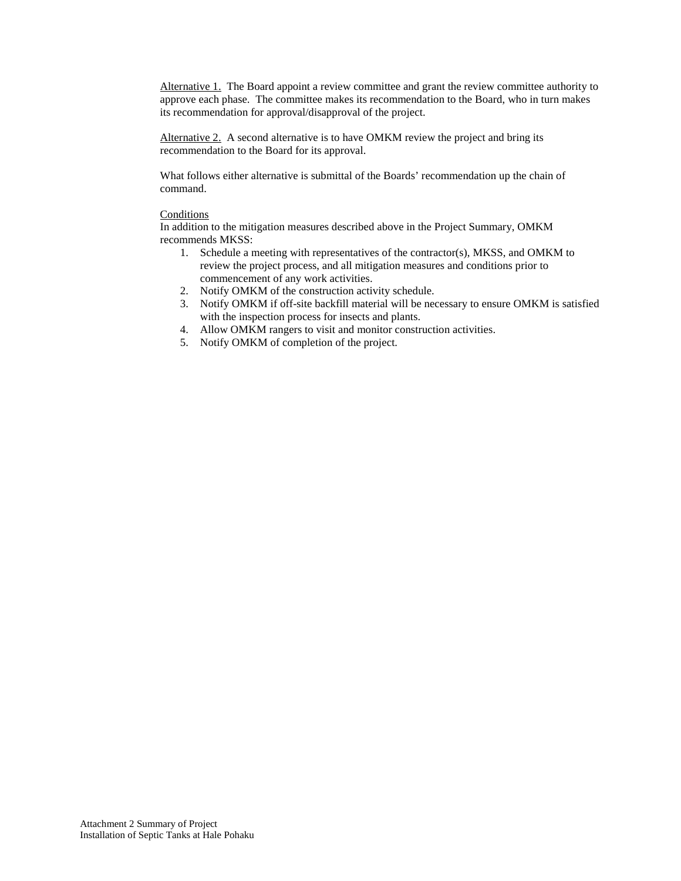Alternative 1. The Board appoint a review committee and grant the review committee authority to approve each phase. The committee makes its recommendation to the Board, who in turn makes its recommendation for approval/disapproval of the project.

Alternative 2. A second alternative is to have OMKM review the project and bring its recommendation to the Board for its approval.

What follows either alternative is submittal of the Boards' recommendation up the chain of command.

Conditions

In addition to the mitigation measures described above in the Project Summary, OMKM recommends MKSS:

1. Schedule a meeting with representatives of the contractor(s), MKSS, and OMKM to review the project process, and all mitigation measures and conditions prior to commencement of any work activities.
2. Notify OMKM of the construction activity schedule.
3. Notify OMKM if off-site backfill material will be necessary to ensure OMKM is satisfied with the inspection process for insects and plants.
4. Allow OMKM rangers to visit and monitor construction activities.
5. Notify OMKM of completion of the project.